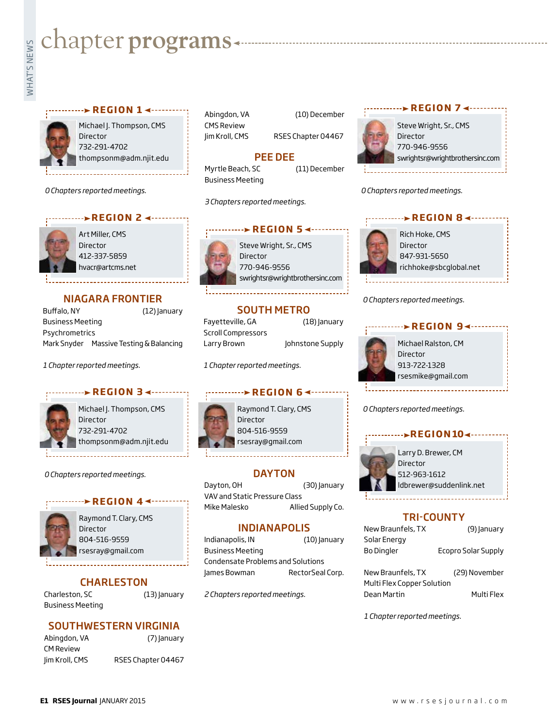# chapter programs

## REGION 1

Michael J. Thompson, CMS
Director
732-291-4702
thompsonm@adm.njit.edu

*0 Chapters reported meetings.*

## REGION 2

Art Miller, CMS
Director
412-337-5859
hvacr@artcms.net

### NIAGARA FRONTIER

Buffalo, NY (12) January
Business Meeting
Psychrometrics
Mark Snyder Massive Testing & Balancing

*1 Chapter reported meetings.*

## REGION 3

Michael J. Thompson, CMS
Director
732-291-4702
thompsonm@adm.njit.edu

*0 Chapters reported meetings.*

## REGION 4

Raymond T. Clary, CMS
Director
804-516-9559
rsesray@gmail.com

### CHARLESTON

Charleston, SC (13) January
Business Meeting

### SOUTHWESTERN VIRGINIA

Abingdon, VA (7) January
CM Review
Jim Kroll, CMS RSES Chapter 04467

Abingdon, VA (10) December
CMS Review
Jim Kroll, CMS RSES Chapter 04467

### PEE DEE

Myrtle Beach, SC (11) December
Business Meeting

*3 Chapters reported meetings.*

## REGION 5

Steve Wright, Sr., CMS
Director
770-946-9556
swrightsr@wrightbrothersinc.com

### SOUTH METRO

Fayetteville, GA (18) January
Scroll Compressors
Larry Brown Johnstone Supply

*1 Chapter reported meetings.*

## REGION 6

Raymond T. Clary, CMS
Director
804-516-9559
rsesray@gmail.com

### DAYTON

Dayton, OH (30) January
VAV and Static Pressure Class
Mike Malesko Allied Supply Co.

### INDIANAPOLIS

Indianapolis, IN (10) January
Business Meeting
Condensate Problems and Solutions
James Bowman RectorSeal Corp.

*2 Chapters reported meetings.*

## REGION 7

Steve Wright, Sr., CMS
Director
770-946-9556
swrightsr@wrightbrothersinc.com

*0 Chapters reported meetings.*

## REGION 8

Rich Hoke, CMS
Director
847-931-5650
richhoke@sbcglobal.net

*0 Chapters reported meetings.*

## REGION 9

Michael Ralston, CM
Director
913-722-1328
rsesmike@gmail.com

*0 Chapters reported meetings.*

## REGION 10

Larry D. Brewer, CM
Director
512-963-1612
ldbrewer@suddenlink.net

### TRI-COUNTY

New Braunfels, TX (9) January
Solar Energy
Bo Dingler Ecopro Solar Supply

New Braunfels, TX (29) November
Multi Flex Copper Solution
Dean Martin Multi Flex

*1 Chapter reported meetings.*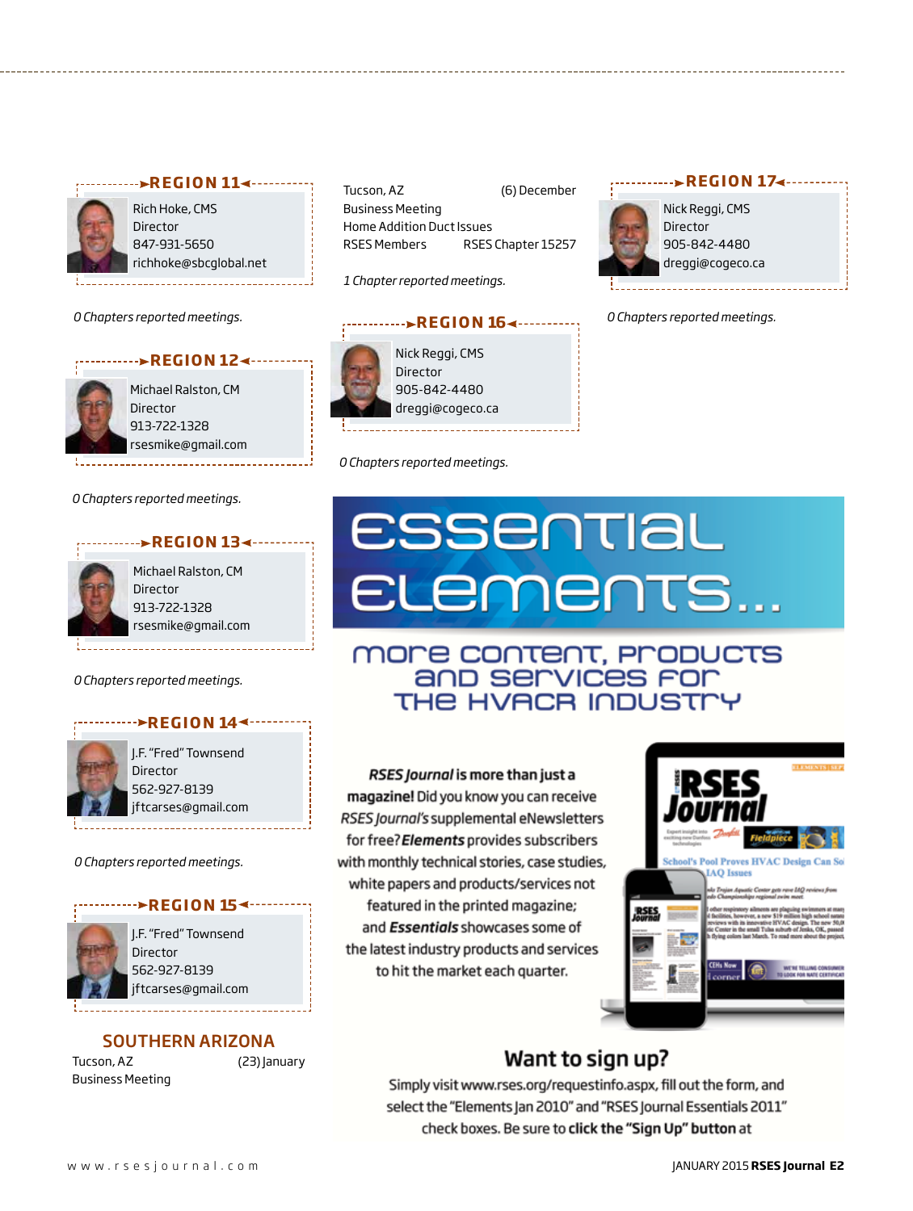## REGION 11

Rich Hoke, CMS
Director
847-931-5650
richhoke@sbcglobal.net

*0 Chapters reported meetings.*

## REGION 12

Michael Ralston, CM
Director
913-722-1328
rsesmike@gmail.com

*0 Chapters reported meetings.*

## REGION 13

Michael Ralston, CM
Director
913-722-1328
rsesmike@gmail.com

*0 Chapters reported meetings.*

## REGION 14

J.F. "Fred" Townsend
Director
562-927-8139
jftcarses@gmail.com

*0 Chapters reported meetings.*

## REGION 15

J.F. "Fred" Townsend
Director
562-927-8139
jftcarses@gmail.com

### SOUTHERN ARIZONA

Tucson, AZ (23) January
Business Meeting

Tucson, AZ (6) December
Business Meeting
Home Addition Duct Issues
RSES Members RSES Chapter 15257

*1 Chapter reported meetings.*

## REGION 16

Nick Reggi, CMS
Director
905-842-4480
dreggi@cogeco.ca

*0 Chapters reported meetings.*

## REGION 17

Nick Reggi, CMS
Director
905-842-4480
dreggi@cogeco.ca

*0 Chapters reported meetings.*

# Essential Elements...

## more content, products and services for the HVACR industry

***RSES Journal* is more than just a magazine!** Did you know you can receive *RSES Journal's* supplemental eNewsletters for free? ***Elements*** provides subscribers with monthly technical stories, case studies, white papers and products/services not featured in the printed magazine; and ***Essentials*** showcases some of the latest industry products and services to hit the market each quarter.

### Want to sign up?

Simply visit www.rses.org/requestinfo.aspx, fill out the form, and select the "Elements Jan 2010" and "RSES Journal Essentials 2011" check boxes. Be sure to **click the "Sign Up" button** at